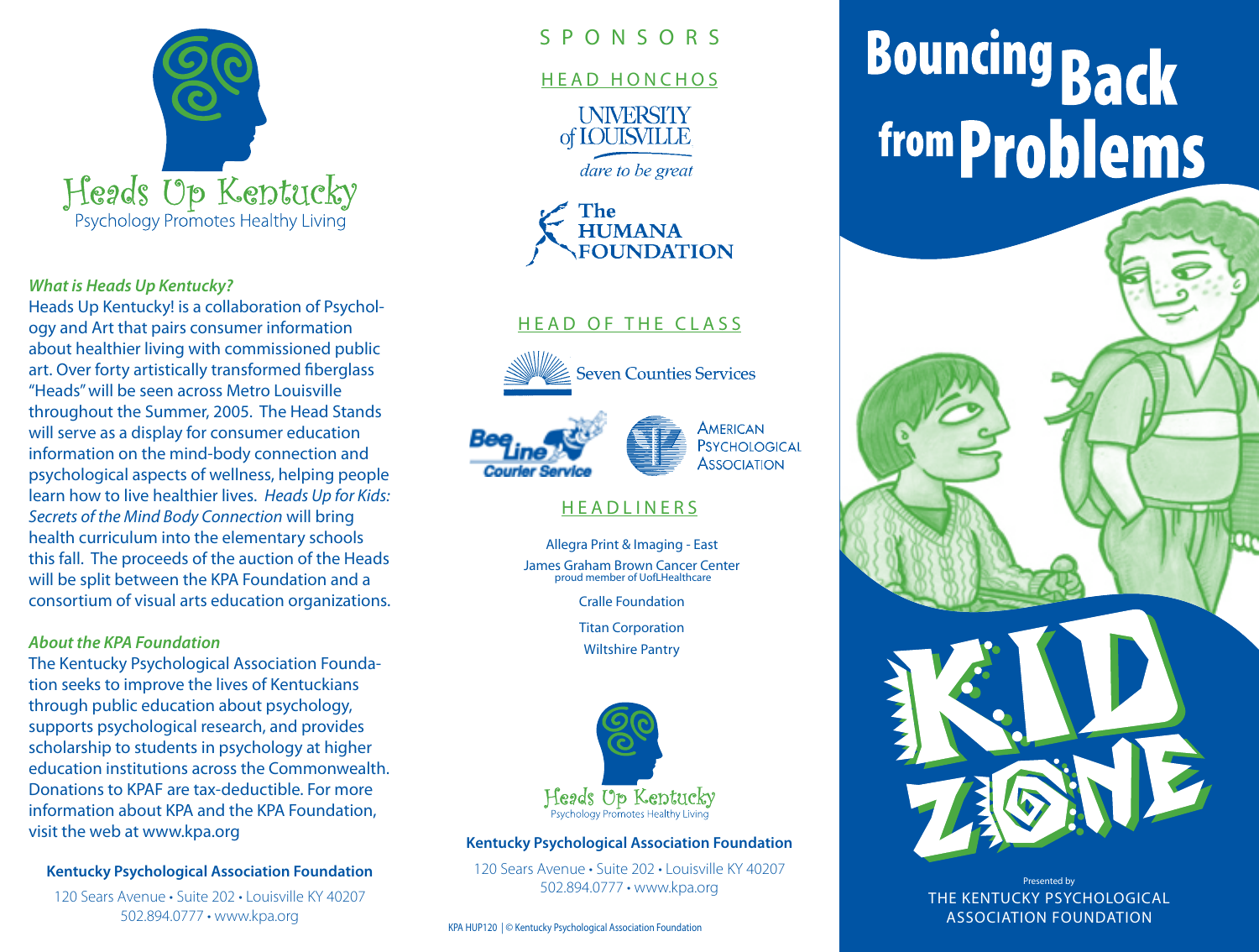# Heads Up Kentucky

Psychology Promotes Healthy Living

***What is Heads Up Kentucky?***

Heads Up Kentucky! is a collaboration of Psychology and Art that pairs consumer information about healthier living with commissioned public art. Over forty artistically transformed fiberglass "Heads" will be seen across Metro Louisville throughout the Summer, 2005. The Head Stands will serve as a display for consumer education information on the mind-body connection and psychological aspects of wellness, helping people learn how to live healthier lives. *Heads Up for Kids: Secrets of the Mind Body Connection* will bring health curriculum into the elementary schools this fall. The proceeds of the auction of the Heads will be split between the KPA Foundation and a consortium of visual arts education organizations.

***About the KPA Foundation***

The Kentucky Psychological Association Foundation seeks to improve the lives of Kentuckians through public education about psychology, supports psychological research, and provides scholarship to students in psychology at higher education institutions across the Commonwealth. Donations to KPAF are tax-deductible. For more information about KPA and the KPA Foundation, visit the web at www.kpa.org

**Kentucky Psychological Association Foundation**

120 Sears Avenue • Suite 202 • Louisville KY 40207
502.894.0777 • www.kpa.org

## SPONSORS

### HEAD HONCHOS

University of Louisville — dare to be great

The Humana Foundation

### HEAD OF THE CLASS

Seven Counties Services

BeeLine Courier Service

American Psychological Association

### HEADLINERS

Allegra Print & Imaging - East

James Graham Brown Cancer Center
proud member of UofLHealthcare

Cralle Foundation

Titan Corporation

Wiltshire Pantry

Heads Up Kentucky
Psychology Promotes Healthy Living

**Kentucky Psychological Association Foundation**

120 Sears Avenue • Suite 202 • Louisville KY 40207
502.894.0777 • www.kpa.org

KPA HUP120 | © Kentucky Psychological Association Foundation

# Bouncing Back from Problems

## KID ZONE

Presented by
THE KENTUCKY PSYCHOLOGICAL ASSOCIATION FOUNDATION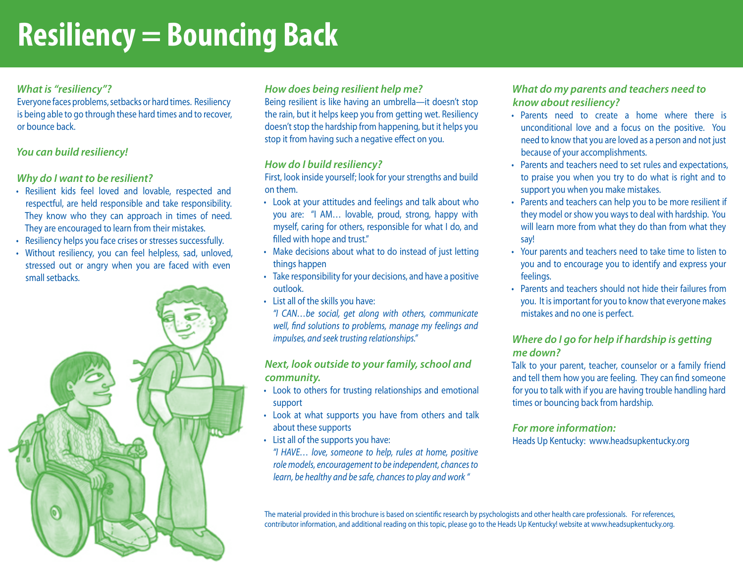# Resiliency = Bouncing Back

### *What is "resiliency"?*

Everyone faces problems, setbacks or hard times. Resiliency is being able to go through these hard times and to recover, or bounce back.

### *You can build resiliency!*

### *Why do I want to be resilient?*

- Resilient kids feel loved and lovable, respected and respectful, are held responsible and take responsibility. They know who they can approach in times of need. They are encouraged to learn from their mistakes.
- Resiliency helps you face crises or stresses successfully.
- Without resiliency, you can feel helpless, sad, unloved, stressed out or angry when you are faced with even small setbacks.

### *How does being resilient help me?*

Being resilient is like having an umbrella—it doesn't stop the rain, but it helps keep you from getting wet. Resiliency doesn't stop the hardship from happening, but it helps you stop it from having such a negative effect on you.

### *How do I build resiliency?*

First, look inside yourself; look for your strengths and build on them.

- Look at your attitudes and feelings and talk about who you are: "I AM… lovable, proud, strong, happy with myself, caring for others, responsible for what I do, and filled with hope and trust."
- Make decisions about what to do instead of just letting things happen
- Take responsibility for your decisions, and have a positive outlook.
- List all of the skills you have:
  *"I CAN…be social, get along with others, communicate well, find solutions to problems, manage my feelings and impulses, and seek trusting relationships."*

### *Next, look outside to your family, school and community.*

- Look to others for trusting relationships and emotional support
- Look at what supports you have from others and talk about these supports
- List all of the supports you have:
  *"I HAVE… love, someone to help, rules at home, positive role models, encouragement to be independent, chances to learn, be healthy and be safe, chances to play and work "*

### *What do my parents and teachers need to know about resiliency?*

- Parents need to create a home where there is unconditional love and a focus on the positive. You need to know that you are loved as a person and not just because of your accomplishments.
- Parents and teachers need to set rules and expectations, to praise you when you try to do what is right and to support you when you make mistakes.
- Parents and teachers can help you to be more resilient if they model or show you ways to deal with hardship. You will learn more from what they do than from what they say!
- Your parents and teachers need to take time to listen to you and to encourage you to identify and express your feelings.
- Parents and teachers should not hide their failures from you. It is important for you to know that everyone makes mistakes and no one is perfect.

### *Where do I go for help if hardship is getting me down?*

Talk to your parent, teacher, counselor or a family friend and tell them how you are feeling. They can find someone for you to talk with if you are having trouble handling hard times or bouncing back from hardship.

### *For more information:*

Heads Up Kentucky: www.headsupkentucky.org

The material provided in this brochure is based on scientific research by psychologists and other health care professionals. For references, contributor information, and additional reading on this topic, please go to the Heads Up Kentucky! website at www.headsupkentucky.org.